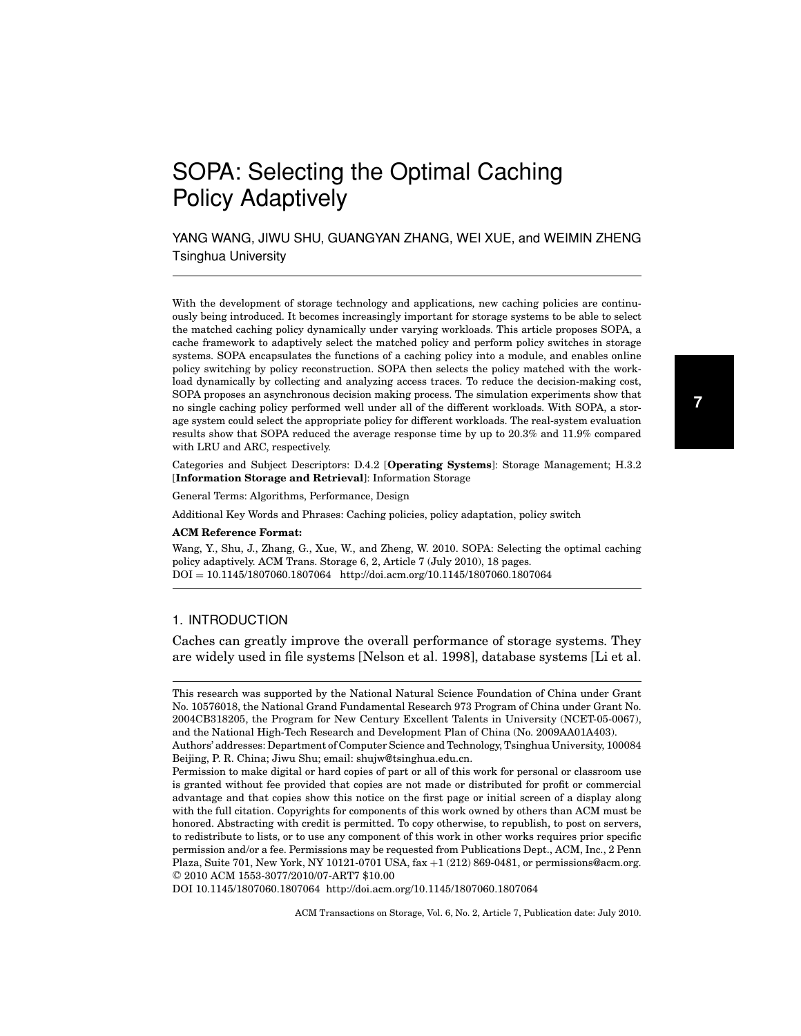# SOPA: Selecting the Optimal Caching Policy Adaptively

YANG WANG, JIWU SHU, GUANGYAN ZHANG, WEI XUE, and WEIMIN ZHENG
Tsinghua University

---

With the development of storage technology and applications, new caching policies are continuously being introduced. It becomes increasingly important for storage systems to be able to select the matched caching policy dynamically under varying workloads. This article proposes SOPA, a cache framework to adaptively select the matched policy and perform policy switches in storage systems. SOPA encapsulates the functions of a caching policy into a module, and enables online policy switching by policy reconstruction. SOPA then selects the policy matched with the workload dynamically by collecting and analyzing access traces. To reduce the decision-making cost, SOPA proposes an asynchronous decision making process. The simulation experiments show that no single caching policy performed well under all of the different workloads. With SOPA, a storage system could select the appropriate policy for different workloads. The real-system evaluation results show that SOPA reduced the average response time by up to 20.3% and 11.9% compared with LRU and ARC, respectively.

Categories and Subject Descriptors: D.4.2 [**Operating Systems**]: Storage Management; H.3.2 [**Information Storage and Retrieval**]: Information Storage

General Terms: Algorithms, Performance, Design

Additional Key Words and Phrases: Caching policies, policy adaptation, policy switch

**ACM Reference Format:**

Wang, Y., Shu, J., Zhang, G., Xue, W., and Zheng, W. 2010. SOPA: Selecting the optimal caching policy adaptively. ACM Trans. Storage 6, 2, Article 7 (July 2010), 18 pages.
DOI = 10.1145/1807060.1807064 http://doi.acm.org/10.1145/1807060.1807064

---

## 1. INTRODUCTION

Caches can greatly improve the overall performance of storage systems. They are widely used in file systems [Nelson et al. 1998], database systems [Li et al.

---

This research was supported by the National Natural Science Foundation of China under Grant No. 10576018, the National Grand Fundamental Research 973 Program of China under Grant No. 2004CB318205, the Program for New Century Excellent Talents in University (NCET-05-0067), and the National High-Tech Research and Development Plan of China (No. 2009AA01A403).

Authors' addresses: Department of Computer Science and Technology, Tsinghua University, 100084 Beijing, P. R. China; Jiwu Shu; email: shujw@tsinghua.edu.cn.

Permission to make digital or hard copies of part or all of this work for personal or classroom use is granted without fee provided that copies are not made or distributed for profit or commercial advantage and that copies show this notice on the first page or initial screen of a display along with the full citation. Copyrights for components of this work owned by others than ACM must be honored. Abstracting with credit is permitted. To copy otherwise, to republish, to post on servers, to redistribute to lists, or to use any component of this work in other works requires prior specific permission and/or a fee. Permissions may be requested from Publications Dept., ACM, Inc., 2 Penn Plaza, Suite 701, New York, NY 10121-0701 USA, fax +1 (212) 869-0481, or permissions@acm.org.
© 2010 ACM 1553-3077/2010/07-ART7 $10.00

DOI 10.1145/1807060.1807064 http://doi.acm.org/10.1145/1807060.1807064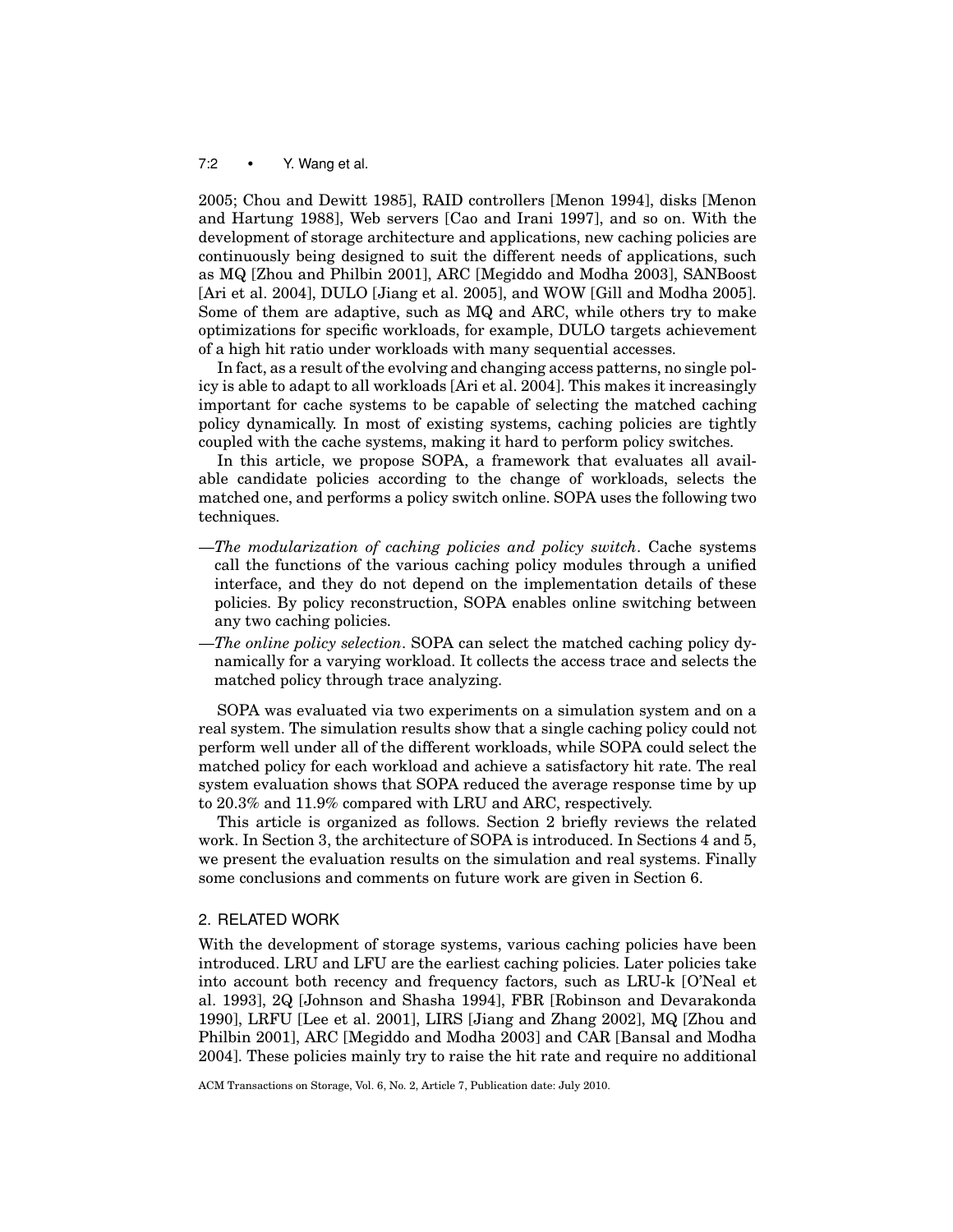2005; Chou and Dewitt 1985], RAID controllers [Menon 1994], disks [Menon and Hartung 1988], Web servers [Cao and Irani 1997], and so on. With the development of storage architecture and applications, new caching policies are continuously being designed to suit the different needs of applications, such as MQ [Zhou and Philbin 2001], ARC [Megiddo and Modha 2003], SANBoost [Ari et al. 2004], DULO [Jiang et al. 2005], and WOW [Gill and Modha 2005]. Some of them are adaptive, such as MQ and ARC, while others try to make optimizations for specific workloads, for example, DULO targets achievement of a high hit ratio under workloads with many sequential accesses.

In fact, as a result of the evolving and changing access patterns, no single policy is able to adapt to all workloads [Ari et al. 2004]. This makes it increasingly important for cache systems to be capable of selecting the matched caching policy dynamically. In most of existing systems, caching policies are tightly coupled with the cache systems, making it hard to perform policy switches.

In this article, we propose SOPA, a framework that evaluates all available candidate policies according to the change of workloads, selects the matched one, and performs a policy switch online. SOPA uses the following two techniques.

—*The modularization of caching policies and policy switch*. Cache systems call the functions of the various caching policy modules through a unified interface, and they do not depend on the implementation details of these policies. By policy reconstruction, SOPA enables online switching between any two caching policies.

—*The online policy selection*. SOPA can select the matched caching policy dynamically for a varying workload. It collects the access trace and selects the matched policy through trace analyzing.

SOPA was evaluated via two experiments on a simulation system and on a real system. The simulation results show that a single caching policy could not perform well under all of the different workloads, while SOPA could select the matched policy for each workload and achieve a satisfactory hit rate. The real system evaluation shows that SOPA reduced the average response time by up to 20.3% and 11.9% compared with LRU and ARC, respectively.

This article is organized as follows. Section 2 briefly reviews the related work. In Section 3, the architecture of SOPA is introduced. In Sections 4 and 5, we present the evaluation results on the simulation and real systems. Finally some conclusions and comments on future work are given in Section 6.

## 2. RELATED WORK

With the development of storage systems, various caching policies have been introduced. LRU and LFU are the earliest caching policies. Later policies take into account both recency and frequency factors, such as LRU-k [O'Neal et al. 1993], 2Q [Johnson and Shasha 1994], FBR [Robinson and Devarakonda 1990], LRFU [Lee et al. 2001], LIRS [Jiang and Zhang 2002], MQ [Zhou and Philbin 2001], ARC [Megiddo and Modha 2003] and CAR [Bansal and Modha 2004]. These policies mainly try to raise the hit rate and require no additional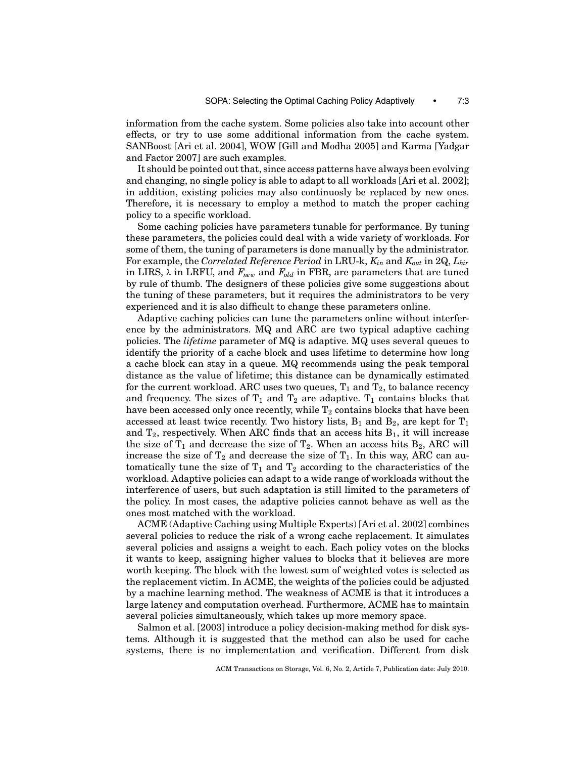information from the cache system. Some policies also take into account other effects, or try to use some additional information from the cache system. SANBoost [Ari et al. 2004], WOW [Gill and Modha 2005] and Karma [Yadgar and Factor 2007] are such examples.

It should be pointed out that, since access patterns have always been evolving and changing, no single policy is able to adapt to all workloads [Ari et al. 2002]; in addition, existing policies may also continuosly be replaced by new ones. Therefore, it is necessary to employ a method to match the proper caching policy to a specific workload.

Some caching policies have parameters tunable for performance. By tuning these parameters, the policies could deal with a wide variety of workloads. For some of them, the tuning of parameters is done manually by the administrator. For example, the *Correlated Reference Period* in LRU-k, $K_{in}$ and $K_{out}$ in 2Q, $L_{hir}$ in LIRS, $\lambda$ in LRFU, and $F_{new}$ and $F_{old}$ in FBR, are parameters that are tuned by rule of thumb. The designers of these policies give some suggestions about the tuning of these parameters, but it requires the administrators to be very experienced and it is also difficult to change these parameters online.

Adaptive caching policies can tune the parameters online without interference by the administrators. MQ and ARC are two typical adaptive caching policies. The *lifetime* parameter of MQ is adaptive. MQ uses several queues to identify the priority of a cache block and uses lifetime to determine how long a cache block can stay in a queue. MQ recommends using the peak temporal distance as the value of lifetime; this distance can be dynamically estimated for the current workload. ARC uses two queues, $T_1$ and $T_2$, to balance recency and frequency. The sizes of $T_1$ and $T_2$ are adaptive. $T_1$ contains blocks that have been accessed only once recently, while $T_2$ contains blocks that have been accessed at least twice recently. Two history lists, $B_1$ and $B_2$, are kept for $T_1$ and $T_2$, respectively. When ARC finds that an access hits $B_1$, it will increase the size of $T_1$ and decrease the size of $T_2$. When an access hits $B_2$, ARC will increase the size of $T_2$ and decrease the size of $T_1$. In this way, ARC can automatically tune the size of $T_1$ and $T_2$ according to the characteristics of the workload. Adaptive policies can adapt to a wide range of workloads without the interference of users, but such adaptation is still limited to the parameters of the policy. In most cases, the adaptive policies cannot behave as well as the ones most matched with the workload.

ACME (Adaptive Caching using Multiple Experts) [Ari et al. 2002] combines several policies to reduce the risk of a wrong cache replacement. It simulates several policies and assigns a weight to each. Each policy votes on the blocks it wants to keep, assigning higher values to blocks that it believes are more worth keeping. The block with the lowest sum of weighted votes is selected as the replacement victim. In ACME, the weights of the policies could be adjusted by a machine learning method. The weakness of ACME is that it introduces a large latency and computation overhead. Furthermore, ACME has to maintain several policies simultaneously, which takes up more memory space.

Salmon et al. [2003] introduce a policy decision-making method for disk systems. Although it is suggested that the method can also be used for cache systems, there is no implementation and verification. Different from disk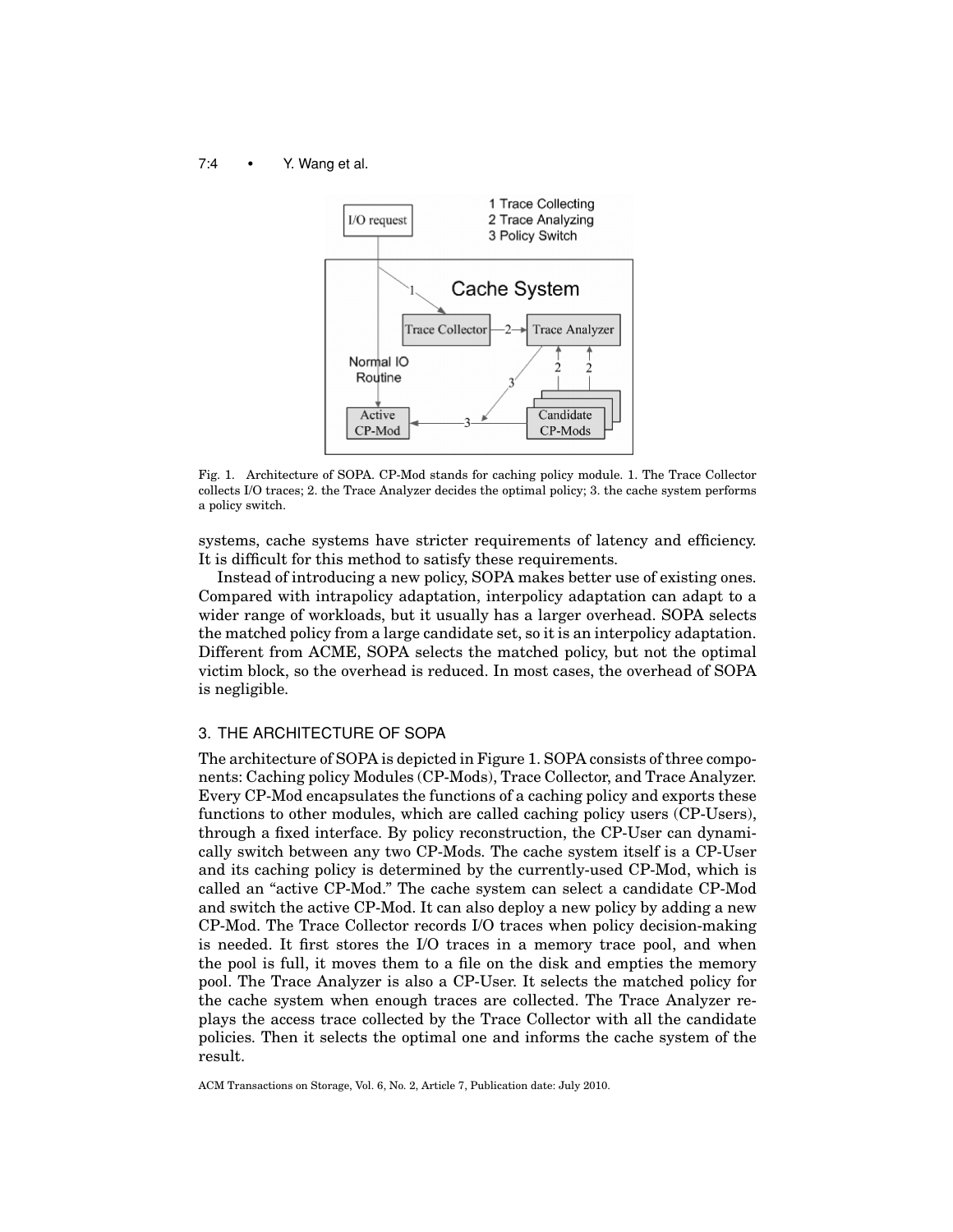1 Trace Collecting
2 Trace Analyzing
3 Policy Switch

I/O request

Cache System

Trace Collector

Trace Analyzer

Normal IO Routine

Active CP-Mod

Candidate CP-Mods

Fig. 1. Architecture of SOPA. CP-Mod stands for caching policy module. 1. The Trace Collector collects I/O traces; 2. the Trace Analyzer decides the optimal policy; 3. the cache system performs a policy switch.

systems, cache systems have stricter requirements of latency and efficiency. It is difficult for this method to satisfy these requirements.

Instead of introducing a new policy, SOPA makes better use of existing ones. Compared with intrapolicy adaptation, interpolicy adaptation can adapt to a wider range of workloads, but it usually has a larger overhead. SOPA selects the matched policy from a large candidate set, so it is an interpolicy adaptation. Different from ACME, SOPA selects the matched policy, but not the optimal victim block, so the overhead is reduced. In most cases, the overhead of SOPA is negligible.

## 3. THE ARCHITECTURE OF SOPA

The architecture of SOPA is depicted in Figure 1. SOPA consists of three components: Caching policy Modules (CP-Mods), Trace Collector, and Trace Analyzer. Every CP-Mod encapsulates the functions of a caching policy and exports these functions to other modules, which are called caching policy users (CP-Users), through a fixed interface. By policy reconstruction, the CP-User can dynamically switch between any two CP-Mods. The cache system itself is a CP-User and its caching policy is determined by the currently-used CP-Mod, which is called an "active CP-Mod." The cache system can select a candidate CP-Mod and switch the active CP-Mod. It can also deploy a new policy by adding a new CP-Mod. The Trace Collector records I/O traces when policy decision-making is needed. It first stores the I/O traces in a memory trace pool, and when the pool is full, it moves them to a file on the disk and empties the memory pool. The Trace Analyzer is also a CP-User. It selects the matched policy for the cache system when enough traces are collected. The Trace Analyzer replays the access trace collected by the Trace Collector with all the candidate policies. Then it selects the optimal one and informs the cache system of the result.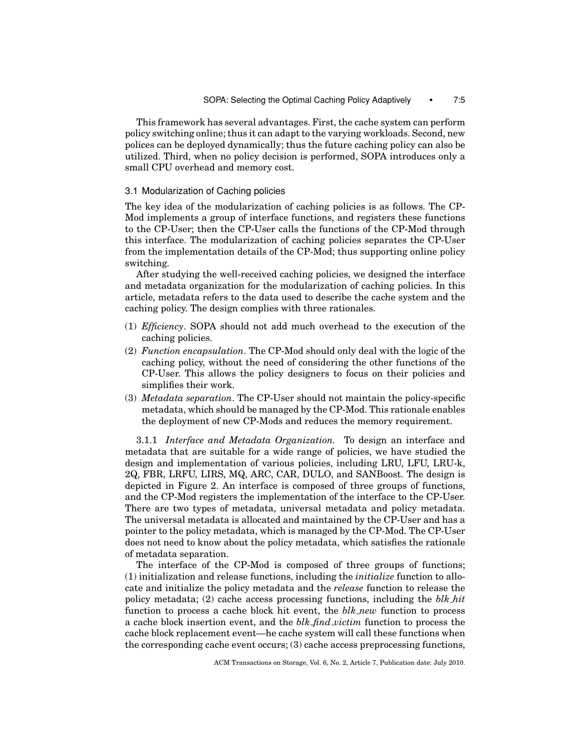This framework has several advantages. First, the cache system can perform policy switching online; thus it can adapt to the varying workloads. Second, new polices can be deployed dynamically; thus the future caching policy can also be utilized. Third, when no policy decision is performed, SOPA introduces only a small CPU overhead and memory cost.

### 3.1 Modularization of Caching policies

The key idea of the modularization of caching policies is as follows. The CP-Mod implements a group of interface functions, and registers these functions to the CP-User; then the CP-User calls the functions of the CP-Mod through this interface. The modularization of caching policies separates the CP-User from the implementation details of the CP-Mod; thus supporting online policy switching.

After studying the well-received caching policies, we designed the interface and metadata organization for the modularization of caching policies. In this article, metadata refers to the data used to describe the cache system and the caching policy. The design complies with three rationales.

(1) *Efficiency*. SOPA should not add much overhead to the execution of the caching policies.
(2) *Function encapsulation*. The CP-Mod should only deal with the logic of the caching policy, without the need of considering the other functions of the CP-User. This allows the policy designers to focus on their policies and simplifies their work.
(3) *Metadata separation*. The CP-User should not maintain the policy-specific metadata, which should be managed by the CP-Mod. This rationale enables the deployment of new CP-Mods and reduces the memory requirement.

3.1.1 *Interface and Metadata Organization.* To design an interface and metadata that are suitable for a wide range of policies, we have studied the design and implementation of various policies, including LRU, LFU, LRU-k, 2Q, FBR, LRFU, LIRS, MQ, ARC, CAR, DULO, and SANBoost. The design is depicted in Figure 2. An interface is composed of three groups of functions, and the CP-Mod registers the implementation of the interface to the CP-User. There are two types of metadata, universal metadata and policy metadata. The universal metadata is allocated and maintained by the CP-User and has a pointer to the policy metadata, which is managed by the CP-Mod. The CP-User does not need to know about the policy metadata, which satisfies the rationale of metadata separation.

The interface of the CP-Mod is composed of three groups of functions; (1) initialization and release functions, including the *initialize* function to allocate and initialize the policy metadata and the *release* function to release the policy metadata; (2) cache access processing functions, including the *blk_hit* function to process a cache block hit event, the *blk_new* function to process a cache block insertion event, and the *blk_find_victim* function to process the cache block replacement event—he cache system will call these functions when the corresponding cache event occurs; (3) cache access preprocessing functions,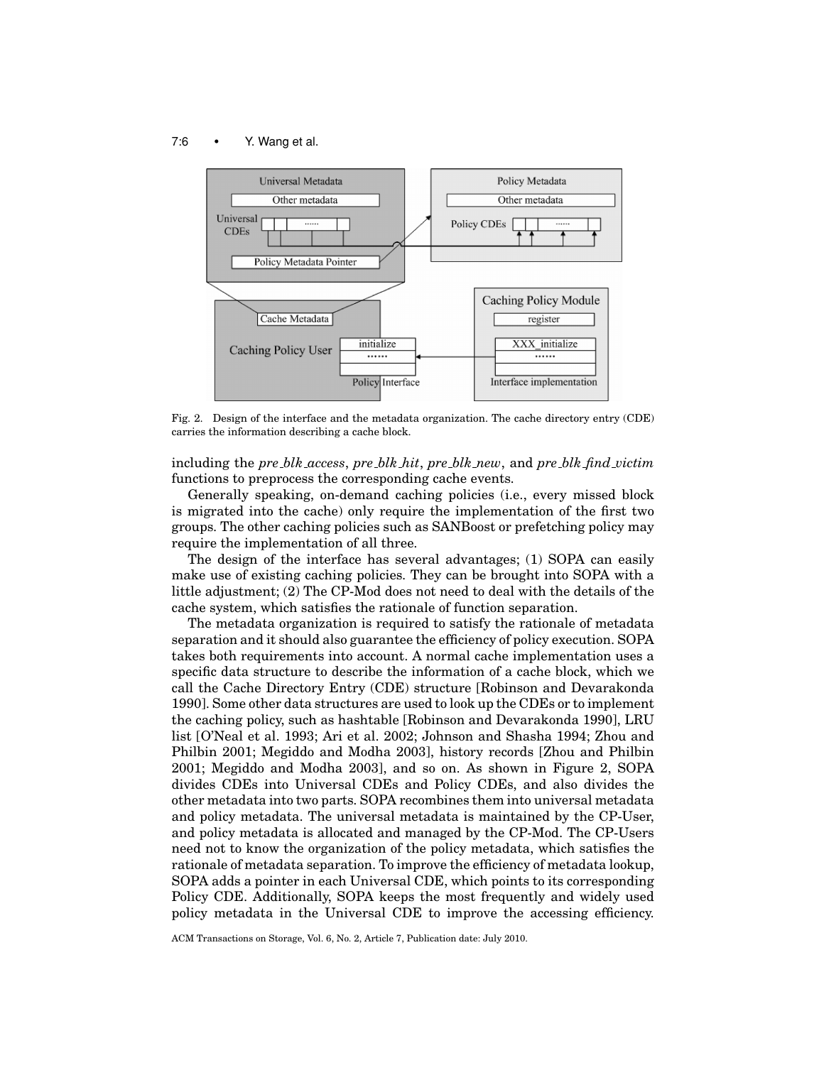Fig. 2. Design of the interface and the metadata organization. The cache directory entry (CDE) carries the information describing a cache block.

including the *pre_blk_access*, *pre_blk_hit*, *pre_blk_new*, and *pre_blk_find_victim* functions to preprocess the corresponding cache events.

Generally speaking, on-demand caching policies (i.e., every missed block is migrated into the cache) only require the implementation of the first two groups. The other caching policies such as SANBoost or prefetching policy may require the implementation of all three.

The design of the interface has several advantages; (1) SOPA can easily make use of existing caching policies. They can be brought into SOPA with a little adjustment; (2) The CP-Mod does not need to deal with the details of the cache system, which satisfies the rationale of function separation.

The metadata organization is required to satisfy the rationale of metadata separation and it should also guarantee the efficiency of policy execution. SOPA takes both requirements into account. A normal cache implementation uses a specific data structure to describe the information of a cache block, which we call the Cache Directory Entry (CDE) structure [Robinson and Devarakonda 1990]. Some other data structures are used to look up the CDEs or to implement the caching policy, such as hashtable [Robinson and Devarakonda 1990], LRU list [O'Neal et al. 1993; Ari et al. 2002; Johnson and Shasha 1994; Zhou and Philbin 2001; Megiddo and Modha 2003], history records [Zhou and Philbin 2001; Megiddo and Modha 2003], and so on. As shown in Figure 2, SOPA divides CDEs into Universal CDEs and Policy CDEs, and also divides the other metadata into two parts. SOPA recombines them into universal metadata and policy metadata. The universal metadata is maintained by the CP-User, and policy metadata is allocated and managed by the CP-Mod. The CP-Users need not to know the organization of the policy metadata, which satisfies the rationale of metadata separation. To improve the efficiency of metadata lookup, SOPA adds a pointer in each Universal CDE, which points to its corresponding Policy CDE. Additionally, SOPA keeps the most frequently and widely used policy metadata in the Universal CDE to improve the accessing efficiency.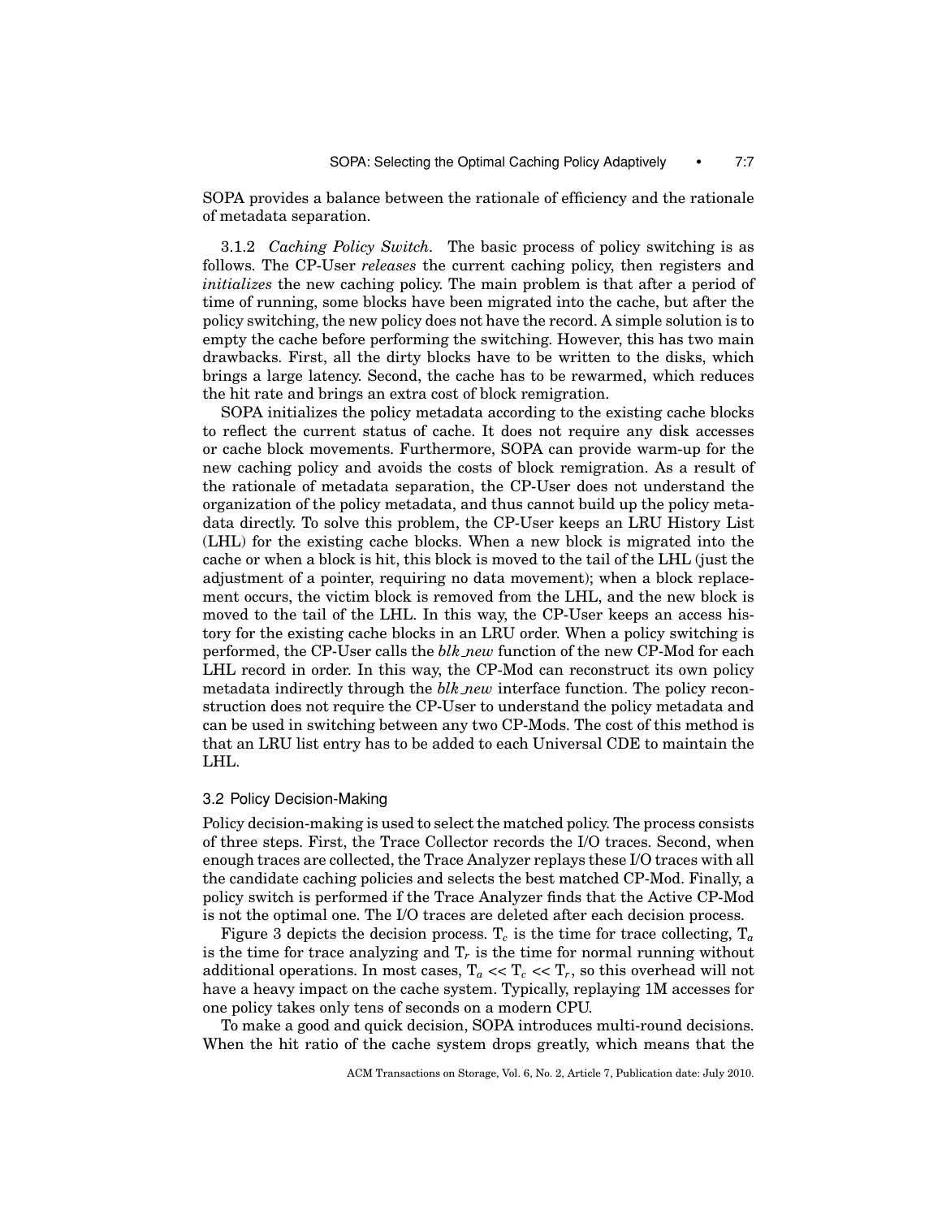SOPA provides a balance between the rationale of efficiency and the rationale of metadata separation.

3.1.2 *Caching Policy Switch.* The basic process of policy switching is as follows. The CP-User *releases* the current caching policy, then registers and *initializes* the new caching policy. The main problem is that after a period of time of running, some blocks have been migrated into the cache, but after the policy switching, the new policy does not have the record. A simple solution is to empty the cache before performing the switching. However, this has two main drawbacks. First, all the dirty blocks have to be written to the disks, which brings a large latency. Second, the cache has to be rewarmed, which reduces the hit rate and brings an extra cost of block remigration.

SOPA initializes the policy metadata according to the existing cache blocks to reflect the current status of cache. It does not require any disk accesses or cache block movements. Furthermore, SOPA can provide warm-up for the new caching policy and avoids the costs of block remigration. As a result of the rationale of metadata separation, the CP-User does not understand the organization of the policy metadata, and thus cannot build up the policy metadata directly. To solve this problem, the CP-User keeps an LRU History List (LHL) for the existing cache blocks. When a new block is migrated into the cache or when a block is hit, this block is moved to the tail of the LHL (just the adjustment of a pointer, requiring no data movement); when a block replacement occurs, the victim block is removed from the LHL, and the new block is moved to the tail of the LHL. In this way, the CP-User keeps an access history for the existing cache blocks in an LRU order. When a policy switching is performed, the CP-User calls the *blk_new* function of the new CP-Mod for each LHL record in order. In this way, the CP-Mod can reconstruct its own policy metadata indirectly through the *blk_new* interface function. The policy reconstruction does not require the CP-User to understand the policy metadata and can be used in switching between any two CP-Mods. The cost of this method is that an LRU list entry has to be added to each Universal CDE to maintain the LHL.

### 3.2 Policy Decision-Making

Policy decision-making is used to select the matched policy. The process consists of three steps. First, the Trace Collector records the I/O traces. Second, when enough traces are collected, the Trace Analyzer replays these I/O traces with all the candidate caching policies and selects the best matched CP-Mod. Finally, a policy switch is performed if the Trace Analyzer finds that the Active CP-Mod is not the optimal one. The I/O traces are deleted after each decision process.

Figure 3 depicts the decision process. $T_c$ is the time for trace collecting, $T_a$ is the time for trace analyzing and $T_r$ is the time for normal running without additional operations. In most cases, $T_a << T_c << T_r$, so this overhead will not have a heavy impact on the cache system. Typically, replaying 1M accesses for one policy takes only tens of seconds on a modern CPU.

To make a good and quick decision, SOPA introduces multi-round decisions. When the hit ratio of the cache system drops greatly, which means that the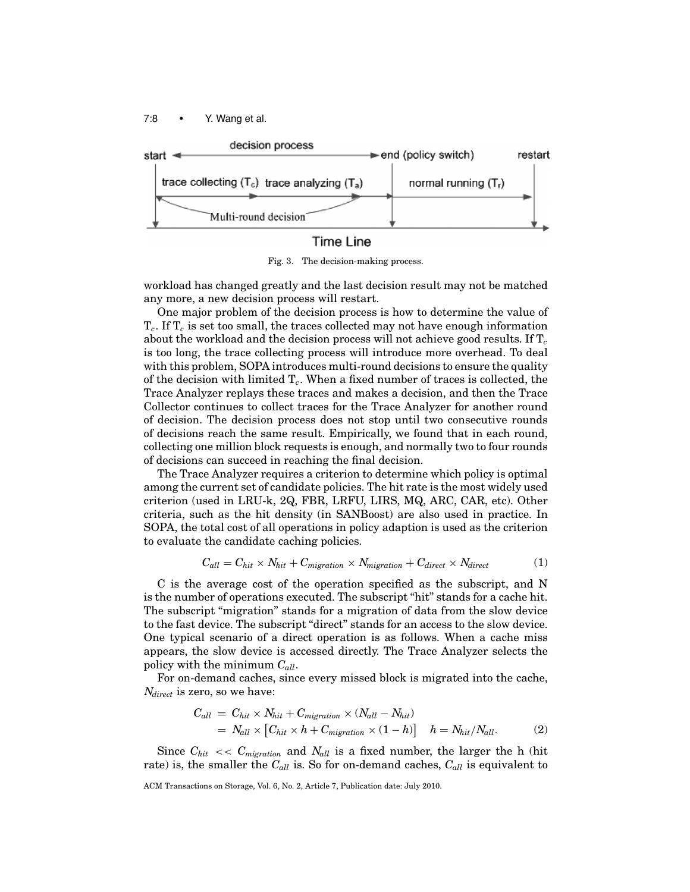Fig. 3. The decision-making process.

workload has changed greatly and the last decision result may not be matched any more, a new decision process will restart.

One major problem of the decision process is how to determine the value of $T_c$. If $T_c$ is set too small, the traces collected may not have enough information about the workload and the decision process will not achieve good results. If $T_c$ is too long, the trace collecting process will introduce more overhead. To deal with this problem, SOPA introduces multi-round decisions to ensure the quality of the decision with limited $T_c$. When a fixed number of traces is collected, the Trace Analyzer replays these traces and makes a decision, and then the Trace Collector continues to collect traces for the Trace Analyzer for another round of decision. The decision process does not stop until two consecutive rounds of decisions reach the same result. Empirically, we found that in each round, collecting one million block requests is enough, and normally two to four rounds of decisions can succeed in reaching the final decision.

The Trace Analyzer requires a criterion to determine which policy is optimal among the current set of candidate policies. The hit rate is the most widely used criterion (used in LRU-k, 2Q, FBR, LRFU, LIRS, MQ, ARC, CAR, etc). Other criteria, such as the hit density (in SANBoost) are also used in practice. In SOPA, the total cost of all operations in policy adaption is used as the criterion to evaluate the candidate caching policies.

$$C_{all} = C_{hit} \times N_{hit} + C_{migration} \times N_{migration} + C_{direct} \times N_{direct} \tag{1}$$

C is the average cost of the operation specified as the subscript, and N is the number of operations executed. The subscript "hit" stands for a cache hit. The subscript "migration" stands for a migration of data from the slow device to the fast device. The subscript "direct" stands for an access to the slow device. One typical scenario of a direct operation is as follows. When a cache miss appears, the slow device is accessed directly. The Trace Analyzer selects the policy with the minimum $C_{all}$.

For on-demand caches, since every missed block is migrated into the cache, $N_{direct}$ is zero, so we have:

$$\begin{aligned} C_{all} &= C_{hit} \times N_{hit} + C_{migration} \times (N_{all} - N_{hit}) \\ &= N_{all} \times \left[C_{hit} \times h + C_{migration} \times (1 - h)\right] \quad h = N_{hit}/N_{all}. \end{aligned} \tag{2}$$

Since $C_{hit} << C_{migration}$ and $N_{all}$ is a fixed number, the larger the h (hit rate) is, the smaller the $C_{all}$ is. So for on-demand caches, $C_{all}$ is equivalent to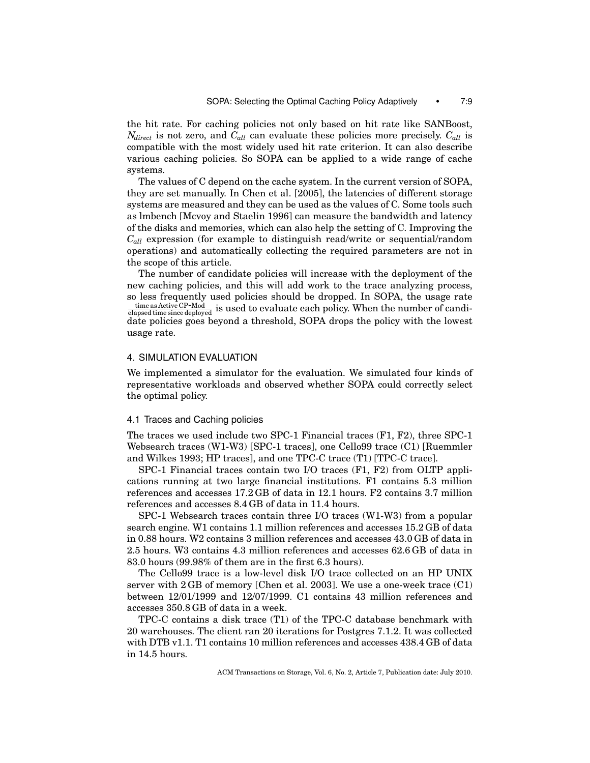the hit rate. For caching policies not only based on hit rate like SANBoost, $N_{direct}$ is not zero, and $C_{all}$ can evaluate these policies more precisely. $C_{all}$ is compatible with the most widely used hit rate criterion. It can also describe various caching policies. So SOPA can be applied to a wide range of cache systems.

The values of C depend on the cache system. In the current version of SOPA, they are set manually. In Chen et al. [2005], the latencies of different storage systems are measured and they can be used as the values of C. Some tools such as lmbench [Mcvoy and Staelin 1996] can measure the bandwidth and latency of the disks and memories, which can also help the setting of C. Improving the $C_{all}$ expression (for example to distinguish read/write or sequential/random operations) and automatically collecting the required parameters are not in the scope of this article.

The number of candidate policies will increase with the deployment of the new caching policies, and this will add work to the trace analyzing process, so less frequently used policies should be dropped. In SOPA, the usage rate $\frac{\text{time as Active CP-Mod}}{\text{elapsed time since deployed}}$ is used to evaluate each policy. When the number of candidate policies goes beyond a threshold, SOPA drops the policy with the lowest usage rate.

## 4. SIMULATION EVALUATION

We implemented a simulator for the evaluation. We simulated four kinds of representative workloads and observed whether SOPA could correctly select the optimal policy.

### 4.1 Traces and Caching policies

The traces we used include two SPC-1 Financial traces (F1, F2), three SPC-1 Websearch traces (W1-W3) [SPC-1 traces], one Cello99 trace (C1) [Ruemmler and Wilkes 1993; HP traces], and one TPC-C trace (T1) [TPC-C trace].

SPC-1 Financial traces contain two I/O traces (F1, F2) from OLTP applications running at two large financial institutions. F1 contains 5.3 million references and accesses 17.2 GB of data in 12.1 hours. F2 contains 3.7 million references and accesses 8.4 GB of data in 11.4 hours.

SPC-1 Websearch traces contain three I/O traces (W1-W3) from a popular search engine. W1 contains 1.1 million references and accesses 15.2 GB of data in 0.88 hours. W2 contains 3 million references and accesses 43.0 GB of data in 2.5 hours. W3 contains 4.3 million references and accesses 62.6 GB of data in 83.0 hours (99.98% of them are in the first 6.3 hours).

The Cello99 trace is a low-level disk I/O trace collected on an HP UNIX server with 2 GB of memory [Chen et al. 2003]. We use a one-week trace (C1) between 12/01/1999 and 12/07/1999. C1 contains 43 million references and accesses 350.8 GB of data in a week.

TPC-C contains a disk trace (T1) of the TPC-C database benchmark with 20 warehouses. The client ran 20 iterations for Postgres 7.1.2. It was collected with DTB v1.1. T1 contains 10 million references and accesses 438.4 GB of data in 14.5 hours.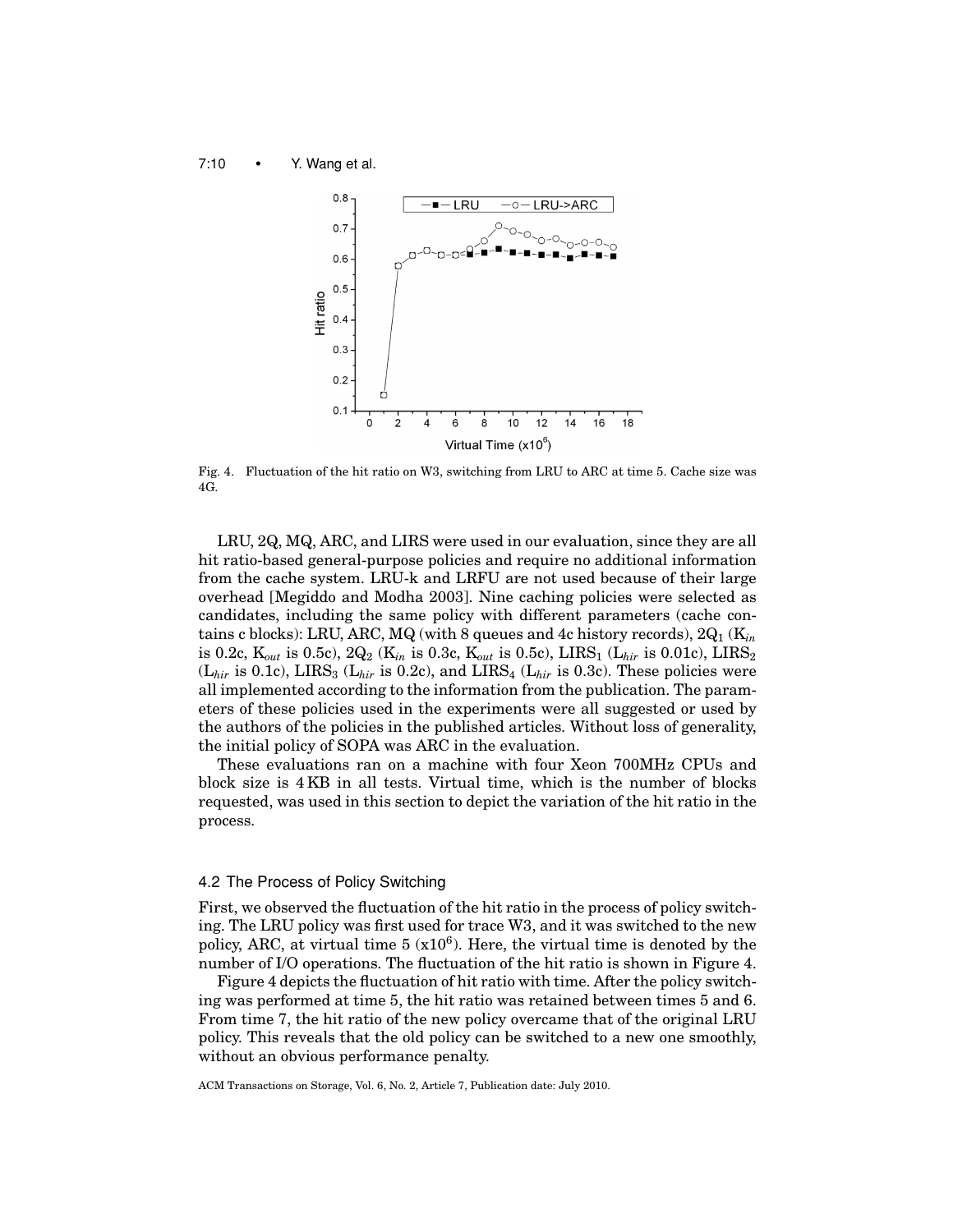Fig. 4. Fluctuation of the hit ratio on W3, switching from LRU to ARC at time 5. Cache size was 4G.

LRU, 2Q, MQ, ARC, and LIRS were used in our evaluation, since they are all hit ratio-based general-purpose policies and require no additional information from the cache system. LRU-k and LRFU are not used because of their large overhead [Megiddo and Modha 2003]. Nine caching policies were selected as candidates, including the same policy with different parameters (cache contains c blocks): LRU, ARC, MQ (with 8 queues and 4c history records), $2Q_1$ ($K_{in}$ is 0.2c, $K_{out}$ is 0.5c), $2Q_2$ ($K_{in}$ is 0.3c, $K_{out}$ is 0.5c), $LIRS_1$ ($L_{hir}$ is 0.01c), $LIRS_2$ ($L_{hir}$ is 0.1c), $LIRS_3$ ($L_{hir}$ is 0.2c), and $LIRS_4$ ($L_{hir}$ is 0.3c). These policies were all implemented according to the information from the publication. The parameters of these policies used in the experiments were all suggested or used by the authors of the policies in the published articles. Without loss of generality, the initial policy of SOPA was ARC in the evaluation.

These evaluations ran on a machine with four Xeon 700MHz CPUs and block size is 4 KB in all tests. Virtual time, which is the number of blocks requested, was used in this section to depict the variation of the hit ratio in the process.

### 4.2 The Process of Policy Switching

First, we observed the fluctuation of the hit ratio in the process of policy switching. The LRU policy was first used for trace W3, and it was switched to the new policy, ARC, at virtual time 5 ($x10^6$). Here, the virtual time is denoted by the number of I/O operations. The fluctuation of the hit ratio is shown in Figure 4.

Figure 4 depicts the fluctuation of hit ratio with time. After the policy switching was performed at time 5, the hit ratio was retained between times 5 and 6. From time 7, the hit ratio of the new policy overcame that of the original LRU policy. This reveals that the old policy can be switched to a new one smoothly, without an obvious performance penalty.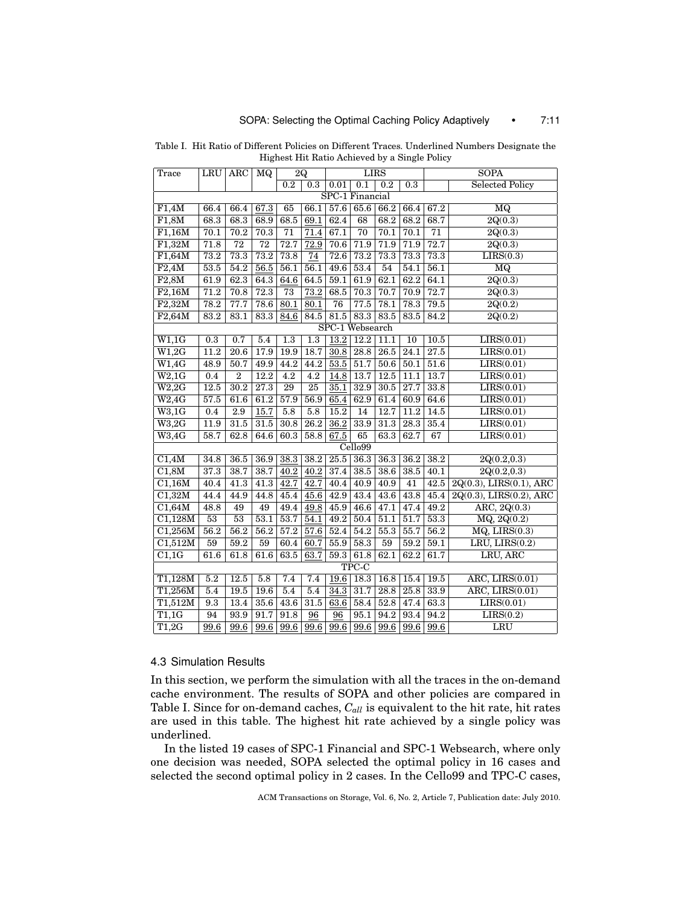Table I. Hit Ratio of Different Policies on Different Traces. Underlined Numbers Designate the Highest Hit Ratio Achieved by a Single Policy

| Trace | LRU | ARC | MQ | 2Q | | LIRS | | | | SOPA | |
|---|---|---|---|---|---|---|---|---|---|---|---|
| | | | | 0.2 | 0.3 | 0.01 | 0.1 | 0.2 | 0.3 | | Selected Policy |
| SPC-1 Financial | | | | | | | | | | | |
| F1,4M | 66.4 | 66.4 | <u>67.3</u> | 65 | 66.1 | 57.6 | 65.6 | 66.2 | 66.4 | 67.2 | MQ |
| F1,8M | 68.3 | 68.3 | 68.9 | 68.5 | <u>69.1</u> | 62.4 | 68 | 68.2 | 68.2 | 68.7 | 2Q(0.3) |
| F1,16M | 70.1 | 70.2 | 70.3 | 71 | <u>71.4</u> | 67.1 | 70 | 70.1 | 70.1 | 71 | 2Q(0.3) |
| F1,32M | 71.8 | 72 | 72 | 72.7 | <u>72.9</u> | 70.6 | 71.9 | 71.9 | 71.9 | 72.7 | 2Q(0.3) |
| F1,64M | 73.2 | 73.3 | 73.2 | 73.8 | <u>74</u> | 72.6 | 73.2 | 73.3 | 73.3 | 73.3 | LIRS(0.3) |
| F2,4M | 53.5 | 54.2 | <u>56.5</u> | 56.1 | 56.1 | 49.6 | 53.4 | 54 | 54.1 | 56.1 | MQ |
| F2,8M | 61.9 | 62.3 | 64.3 | <u>64.6</u> | 64.5 | 59.1 | 61.9 | 62.1 | 62.2 | 64.1 | 2Q(0.3) |
| F2,16M | 71.2 | 70.8 | 72.3 | 73 | <u>73.2</u> | 68.5 | 70.3 | 70.7 | 70.9 | 72.7 | 2Q(0.3) |
| F2,32M | 78.2 | 77.7 | 78.6 | <u>80.1</u> | <u>80.1</u> | 76 | 77.5 | 78.1 | 78.3 | 79.5 | 2Q(0.2) |
| F2,64M | 83.2 | 83.1 | 83.3 | <u>84.6</u> | 84.5 | 81.5 | 83.3 | 83.5 | 83.5 | 84.2 | 2Q(0.2) |
| SPC-1 Websearch | | | | | | | | | | | |
| W1,1G | 0.3 | 0.7 | 5.4 | 1.3 | 1.3 | <u>13.2</u> | 12.2 | 11.1 | 10 | 10.5 | LIRS(0.01) |
| W1,2G | 11.2 | 20.6 | 17.9 | 19.9 | 18.7 | <u>30.8</u> | 28.8 | 26.5 | 24.1 | 27.5 | LIRS(0.01) |
| W1,4G | 48.9 | 50.7 | 49.9 | 44.2 | 44.2 | <u>53.5</u> | 51.7 | 50.6 | 50.1 | 51.6 | LIRS(0.01) |
| W2,1G | 0.4 | 2 | 12.2 | 4.2 | 4.2 | <u>14.8</u> | 13.7 | 12.5 | 11.1 | 13.7 | LIRS(0.01) |
| W2,2G | 12.5 | 30.2 | 27.3 | 29 | 25 | <u>35.1</u> | 32.9 | 30.5 | 27.7 | 33.8 | LIRS(0.01) |
| W2,4G | 57.5 | 61.6 | 61.2 | 57.9 | 56.9 | <u>65.4</u> | 62.9 | 61.4 | 60.9 | 64.6 | LIRS(0.01) |
| W3,1G | 0.4 | 2.9 | <u>15.7</u> | 5.8 | 5.8 | 15.2 | 14 | 12.7 | 11.2 | 14.5 | LIRS(0.01) |
| W3,2G | 11.9 | 31.5 | 31.5 | 30.8 | 26.2 | <u>36.2</u> | 33.9 | 31.3 | 28.3 | 35.4 | LIRS(0.01) |
| W3,4G | 58.7 | 62.8 | 64.6 | 60.3 | 58.8 | <u>67.5</u> | 65 | 63.3 | 62.7 | 67 | LIRS(0.01) |
| Cello99 | | | | | | | | | | | |
| C1,4M | 34.8 | 36.5 | 36.9 | <u>38.3</u> | 38.2 | 25.5 | 36.3 | 36.3 | 36.2 | 38.2 | 2Q(0.2,0.3) |
| C1,8M | 37.3 | 38.7 | 38.7 | <u>40.2</u> | <u>40.2</u> | 37.4 | 38.5 | 38.6 | 38.5 | 40.1 | 2Q(0.2,0.3) |
| C1,16M | 40.4 | 41.3 | 41.3 | <u>42.7</u> | <u>42.7</u> | 40.4 | 40.9 | 40.9 | 41 | 42.5 | 2Q(0.3), LIRS(0.1), ARC |
| C1,32M | 44.4 | 44.9 | 44.8 | 45.4 | <u>45.6</u> | 42.9 | 43.4 | 43.6 | 43.8 | 45.4 | 2Q(0.3), LIRS(0.2), ARC |
| C1,64M | 48.8 | 49 | 49 | 49.4 | <u>49.8</u> | 45.9 | 46.6 | 47.1 | 47.4 | 49.2 | ARC, 2Q(0.3) |
| C1,128M | 53 | 53 | 53.1 | 53.7 | <u>54.1</u> | 49.2 | 50.4 | 51.1 | 51.7 | 53.3 | MQ, 2Q(0.2) |
| C1,256M | 56.2 | 56.2 | 56.2 | 57.2 | <u>57.6</u> | 52.4 | 54.2 | 55.3 | 55.7 | 56.2 | MQ, LIRS(0.3) |
| C1,512M | 59 | 59.2 | 59 | 60.4 | <u>60.7</u> | 55.9 | 58.3 | 59 | 59.2 | 59.1 | LRU, LIRS(0.2) |
| C1,1G | 61.6 | 61.8 | 61.6 | 63.5 | <u>63.7</u> | 59.3 | 61.8 | 62.1 | 62.2 | 61.7 | LRU, ARC |
| TPC-C | | | | | | | | | | | |
| T1,128M | 5.2 | 12.5 | 5.8 | 7.4 | 7.4 | <u>19.6</u> | 18.3 | 16.8 | 15.4 | 19.5 | ARC, LIRS(0.01) |
| T1,256M | 5.4 | 19.5 | 19.6 | 5.4 | 5.4 | <u>34.3</u> | 31.7 | 28.8 | 25.8 | 33.9 | ARC, LIRS(0.01) |
| T1,512M | 9.3 | 13.4 | 35.6 | 43.6 | 31.5 | <u>63.6</u> | 58.4 | 52.8 | 47.4 | 63.3 | LIRS(0.01) |
| T1,1G | 94 | 93.9 | 91.7 | 91.8 | <u>96</u> | <u>96</u> | 95.1 | 94.2 | 93.4 | 94.2 | LIRS(0.2) |
| T1,2G | <u>99.6</u> | <u>99.6</u> | <u>99.6</u> | <u>99.6</u> | <u>99.6</u> | <u>99.6</u> | <u>99.6</u> | <u>99.6</u> | <u>99.6</u> | <u>99.6</u> | LRU |

### 4.3 Simulation Results

In this section, we perform the simulation with all the traces in the on-demand cache environment. The results of SOPA and other policies are compared in Table I. Since for on-demand caches, $C_{all}$ is equivalent to the hit rate, hit rates are used in this table. The highest hit rate achieved by a single policy was underlined.

In the listed 19 cases of SPC-1 Financial and SPC-1 Websearch, where only one decision was needed, SOPA selected the optimal policy in 16 cases and selected the second optimal policy in 2 cases. In the Cello99 and TPC-C cases,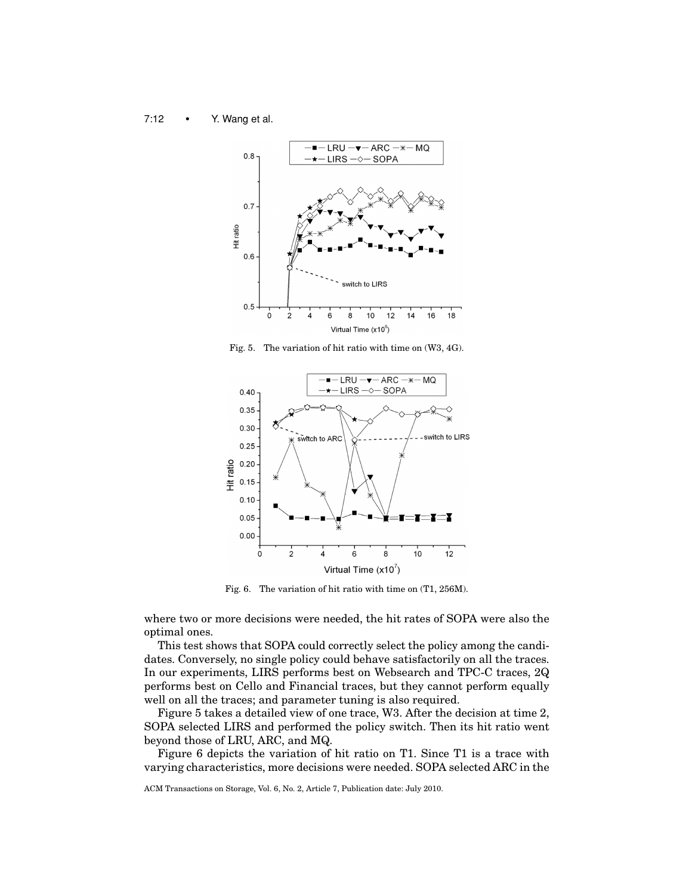Fig. 5. The variation of hit ratio with time on (W3, 4G).

Fig. 6. The variation of hit ratio with time on (T1, 256M).

where two or more decisions were needed, the hit rates of SOPA were also the optimal ones.

This test shows that SOPA could correctly select the policy among the candidates. Conversely, no single policy could behave satisfactorily on all the traces. In our experiments, LIRS performs best on Websearch and TPC-C traces, 2Q performs best on Cello and Financial traces, but they cannot perform equally well on all the traces; and parameter tuning is also required.

Figure 5 takes a detailed view of one trace, W3. After the decision at time 2, SOPA selected LIRS and performed the policy switch. Then its hit ratio went beyond those of LRU, ARC, and MQ.

Figure 6 depicts the variation of hit ratio on T1. Since T1 is a trace with varying characteristics, more decisions were needed. SOPA selected ARC in the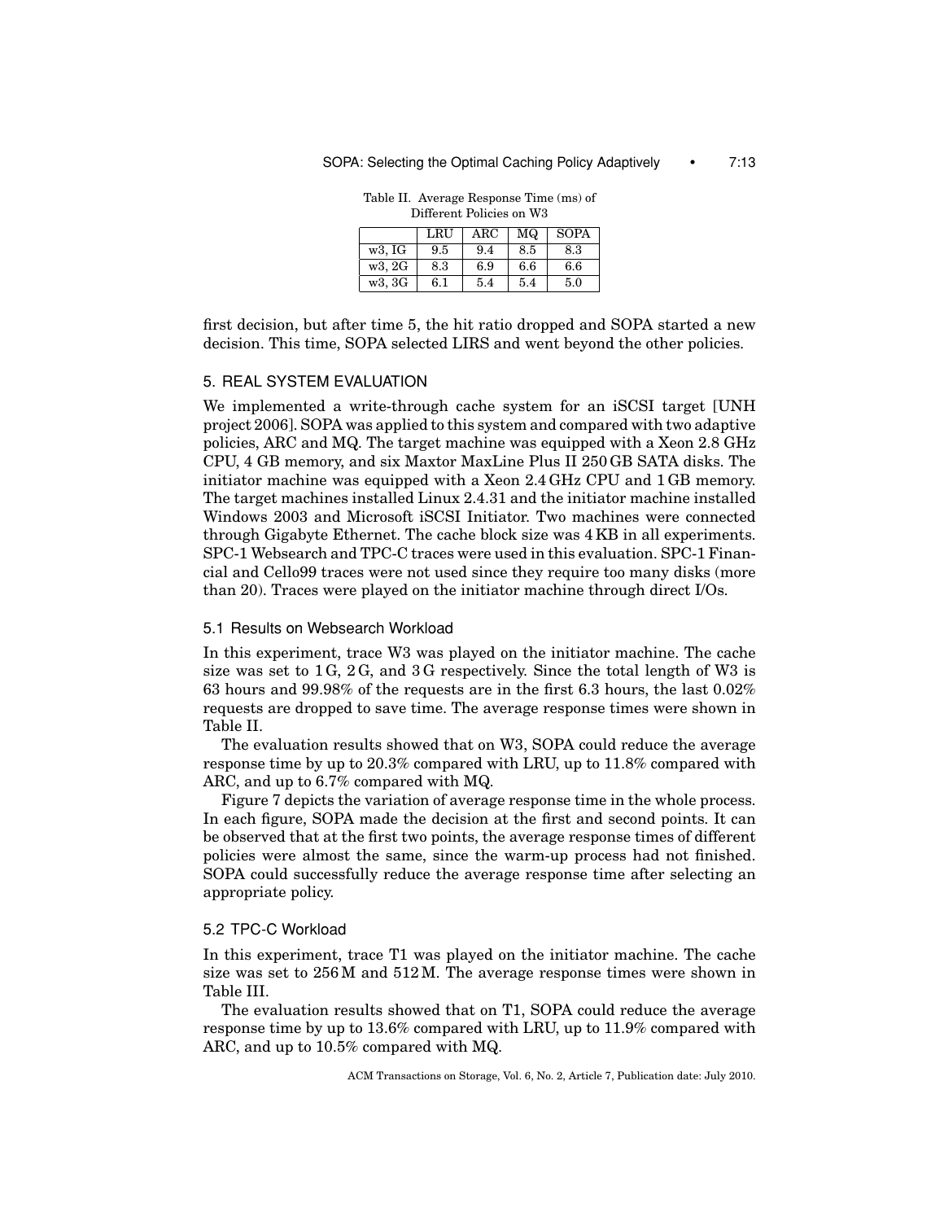Table II. Average Response Time (ms) of Different Policies on W3

| | LRU | ARC | MQ | SOPA |
|---|---|---|---|---|
| w3, 1G | 9.5 | 9.4 | 8.5 | 8.3 |
| w3, 2G | 8.3 | 6.9 | 6.6 | 6.6 |
| w3, 3G | 6.1 | 5.4 | 5.4 | 5.0 |

first decision, but after time 5, the hit ratio dropped and SOPA started a new decision. This time, SOPA selected LIRS and went beyond the other policies.

## 5. REAL SYSTEM EVALUATION

We implemented a write-through cache system for an iSCSI target [UNH project 2006]. SOPA was applied to this system and compared with two adaptive policies, ARC and MQ. The target machine was equipped with a Xeon 2.8 GHz CPU, 4 GB memory, and six Maxtor MaxLine Plus II 250 GB SATA disks. The initiator machine was equipped with a Xeon 2.4 GHz CPU and 1 GB memory. The target machines installed Linux 2.4.31 and the initiator machine installed Windows 2003 and Microsoft iSCSI Initiator. Two machines were connected through Gigabyte Ethernet. The cache block size was 4 KB in all experiments. SPC-1 Websearch and TPC-C traces were used in this evaluation. SPC-1 Financial and Cello99 traces were not used since they require too many disks (more than 20). Traces were played on the initiator machine through direct I/Os.

### 5.1 Results on Websearch Workload

In this experiment, trace W3 was played on the initiator machine. The cache size was set to 1 G, 2 G, and 3 G respectively. Since the total length of W3 is 63 hours and 99.98% of the requests are in the first 6.3 hours, the last 0.02% requests are dropped to save time. The average response times were shown in Table II.

The evaluation results showed that on W3, SOPA could reduce the average response time by up to 20.3% compared with LRU, up to 11.8% compared with ARC, and up to 6.7% compared with MQ.

Figure 7 depicts the variation of average response time in the whole process. In each figure, SOPA made the decision at the first and second points. It can be observed that at the first two points, the average response times of different policies were almost the same, since the warm-up process had not finished. SOPA could successfully reduce the average response time after selecting an appropriate policy.

### 5.2 TPC-C Workload

In this experiment, trace T1 was played on the initiator machine. The cache size was set to 256 M and 512 M. The average response times were shown in Table III.

The evaluation results showed that on T1, SOPA could reduce the average response time by up to 13.6% compared with LRU, up to 11.9% compared with ARC, and up to 10.5% compared with MQ.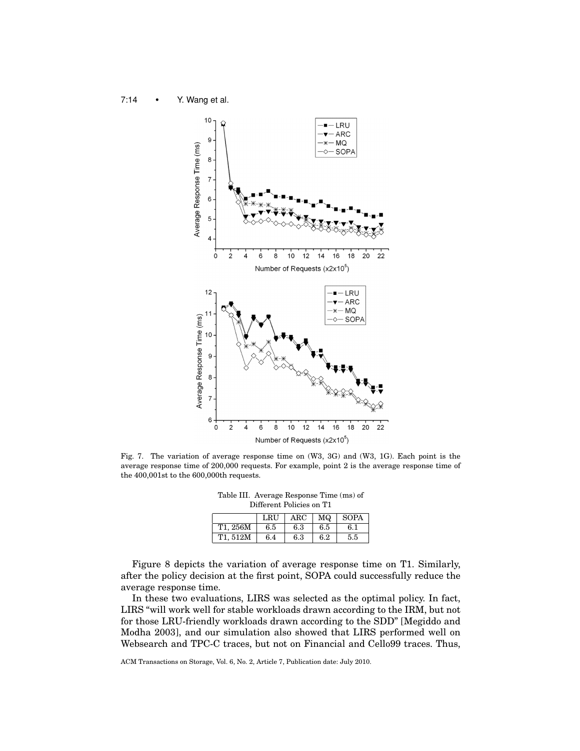Fig. 7. The variation of average response time on (W3, 3G) and (W3, 1G). Each point is the average response time of 200,000 requests. For example, point 2 is the average response time of the 400,001st to the 600,000th requests.

Table III. Average Response Time (ms) of Different Policies on T1

| | LRU | ARC | MQ | SOPA |
|---|---|---|---|---|
| T1, 256M | 6.5 | 6.3 | 6.5 | 6.1 |
| T1, 512M | 6.4 | 6.3 | 6.2 | 5.5 |

Figure 8 depicts the variation of average response time on T1. Similarly, after the policy decision at the first point, SOPA could successfully reduce the average response time.

In these two evaluations, LIRS was selected as the optimal policy. In fact, LIRS "will work well for stable workloads drawn according to the IRM, but not for those LRU-friendly workloads drawn according to the SDD" [Megiddo and Modha 2003], and our simulation also showed that LIRS performed well on Websearch and TPC-C traces, but not on Financial and Cello99 traces. Thus,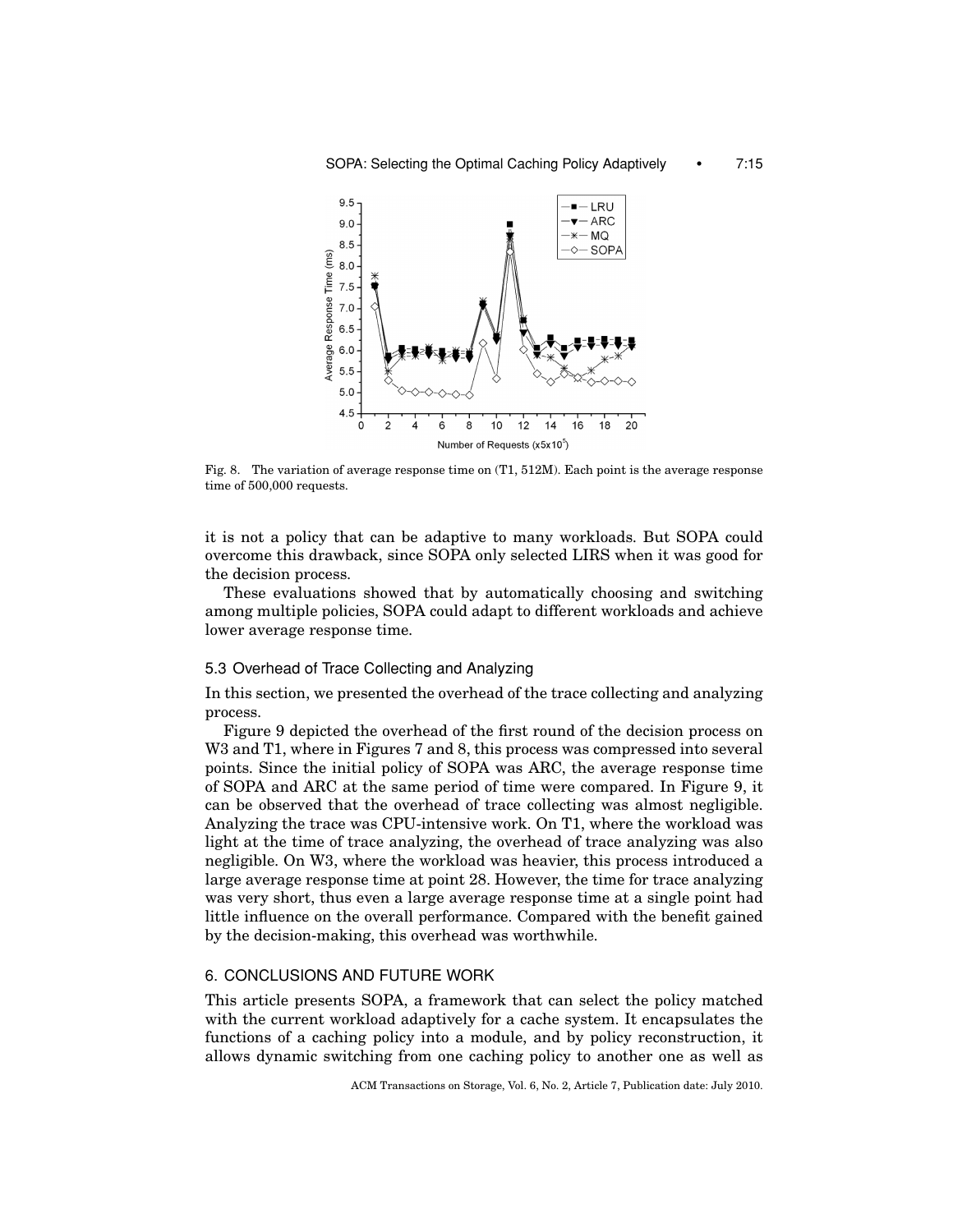Fig. 8. The variation of average response time on (T1, 512M). Each point is the average response time of 500,000 requests.

it is not a policy that can be adaptive to many workloads. But SOPA could overcome this drawback, since SOPA only selected LIRS when it was good for the decision process.

These evaluations showed that by automatically choosing and switching among multiple policies, SOPA could adapt to different workloads and achieve lower average response time.

### 5.3 Overhead of Trace Collecting and Analyzing

In this section, we presented the overhead of the trace collecting and analyzing process.

Figure 9 depicted the overhead of the first round of the decision process on W3 and T1, where in Figures 7 and 8, this process was compressed into several points. Since the initial policy of SOPA was ARC, the average response time of SOPA and ARC at the same period of time were compared. In Figure 9, it can be observed that the overhead of trace collecting was almost negligible. Analyzing the trace was CPU-intensive work. On T1, where the workload was light at the time of trace analyzing, the overhead of trace analyzing was also negligible. On W3, where the workload was heavier, this process introduced a large average response time at point 28. However, the time for trace analyzing was very short, thus even a large average response time at a single point had little influence on the overall performance. Compared with the benefit gained by the decision-making, this overhead was worthwhile.

## 6. CONCLUSIONS AND FUTURE WORK

This article presents SOPA, a framework that can select the policy matched with the current workload adaptively for a cache system. It encapsulates the functions of a caching policy into a module, and by policy reconstruction, it allows dynamic switching from one caching policy to another one as well as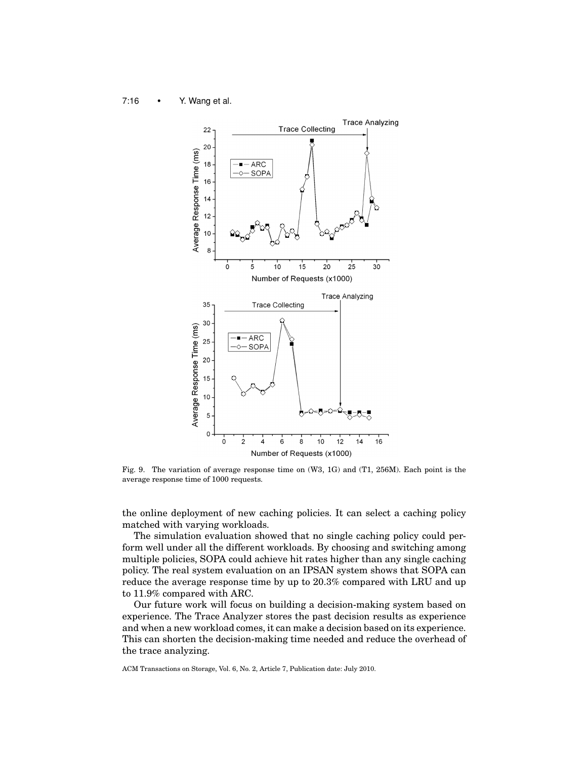Fig. 9. The variation of average response time on (W3, 1G) and (T1, 256M). Each point is the average response time of 1000 requests.

the online deployment of new caching policies. It can select a caching policy matched with varying workloads.

The simulation evaluation showed that no single caching policy could perform well under all the different workloads. By choosing and switching among multiple policies, SOPA could achieve hit rates higher than any single caching policy. The real system evaluation on an IPSAN system shows that SOPA can reduce the average response time by up to 20.3% compared with LRU and up to 11.9% compared with ARC.

Our future work will focus on building a decision-making system based on experience. The Trace Analyzer stores the past decision results as experience and when a new workload comes, it can make a decision based on its experience. This can shorten the decision-making time needed and reduce the overhead of the trace analyzing.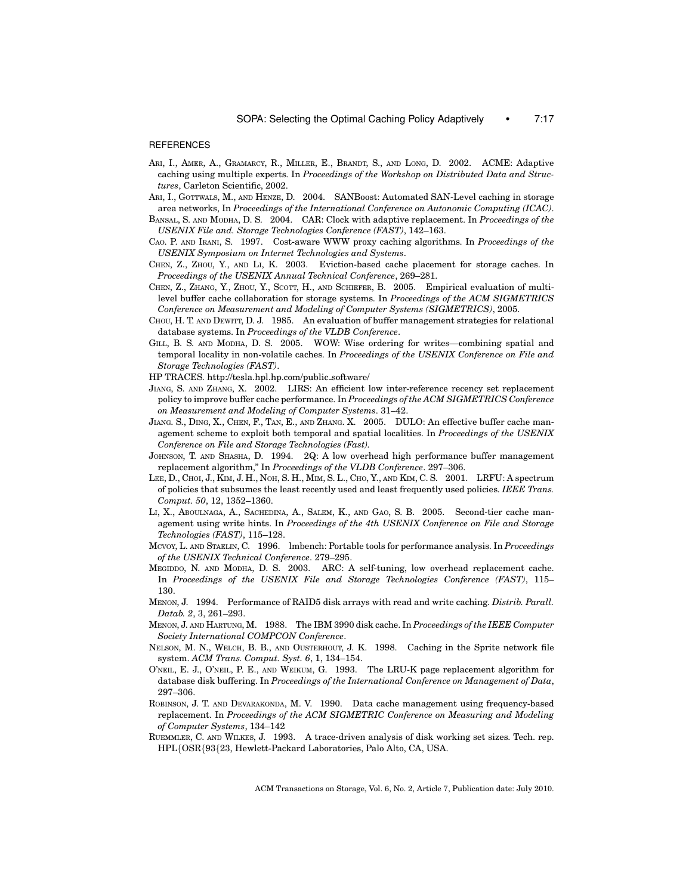REFERENCES

Ari, I., Amer, A., Gramarcy, R., Miller, E., Brandt, S., and Long, D. 2002. ACME: Adaptive caching using multiple experts. In *Proceedings of the Workshop on Distributed Data and Structures*, Carleton Scientific, 2002.

Ari, I., Gottwals, M., and Henze, D. 2004. SANBoost: Automated SAN-Level caching in storage area networks, In *Proceedings of the International Conference on Autonomic Computing (ICAC)*.

Bansal, S. and Modha, D. S. 2004. CAR: Clock with adaptive replacement. In *Proceedings of the USENIX File and. Storage Technologies Conference (FAST)*, 142–163.

Cao. P. and Irani, S. 1997. Cost-aware WWW proxy caching algorithms. In *Proceedings of the USENIX Symposium on Internet Technologies and Systems*.

Chen, Z., Zhou, Y., and Li, K. 2003. Eviction-based cache placement for storage caches. In *Proceedings of the USENIX Annual Technical Conference*, 269–281.

Chen, Z., Zhang, Y., Zhou, Y., Scott, H., and Schiefer, B. 2005. Empirical evaluation of multi-level buffer cache collaboration for storage systems. In *Proceedings of the ACM SIGMETRICS Conference on Measurement and Modeling of Computer Systems (SIGMETRICS)*, 2005.

Chou, H. T. and Dewitt, D. J. 1985. An evaluation of buffer management strategies for relational database systems. In *Proceedings of the VLDB Conference*.

Gill, B. S. and Modha, D. S. 2005. WOW: Wise ordering for writes—combining spatial and temporal locality in non-volatile caches. In *Proceedings of the USENIX Conference on File and Storage Technologies (FAST)*.

HP TRACES. http://tesla.hpl.hp.com/public_software/

Jiang, S. and Zhang, X. 2002. LIRS: An efficient low inter-reference recency set replacement policy to improve buffer cache performance. In *Proceedings of the ACM SIGMETRICS Conference on Measurement and Modeling of Computer Systems*. 31–42.

Jiang. S., Ding, X., Chen, F., Tan, E., and Zhang. X. 2005. DULO: An effective buffer cache management scheme to exploit both temporal and spatial localities. In *Proceedings of the USENIX Conference on File and Storage Technologies (Fast)*.

Johnson, T. and Shasha, D. 1994. 2Q: A low overhead high performance buffer management replacement algorithm," In *Proceedings of the VLDB Conference*. 297–306.

Lee, D., Choi, J., Kim, J. H., Noh, S. H., Mim, S. L., Cho, Y., and Kim, C. S. 2001. LRFU: A spectrum of policies that subsumes the least recently used and least frequently used policies. *IEEE Trans. Comput. 50*, 12, 1352–1360.

Li, X., Aboulnaga, A., Sachedina, A., Salem, K., and Gao, S. B. 2005. Second-tier cache management using write hints. In *Proceedings of the 4th USENIX Conference on File and Storage Technologies (FAST)*, 115–128.

Mcvoy, L. and Staelin, C. 1996. lmbench: Portable tools for performance analysis. In *Proceedings of the USENIX Technical Conference*. 279–295.

Megiddo, N. and Modha, D. S. 2003. ARC: A self-tuning, low overhead replacement cache. In *Proceedings of the USENIX File and Storage Technologies Conference (FAST)*, 115–130.

Menon, J. 1994. Performance of RAID5 disk arrays with read and write caching. *Distrib. Parall. Datab. 2*, 3, 261–293.

Menon, J. and Hartung, M. 1988. The IBM 3990 disk cache. In *Proceedings of the IEEE Computer Society International COMPCON Conference*.

Nelson, M. N., Welch, B. B., and Ousterhout, J. K. 1998. Caching in the Sprite network file system. *ACM Trans. Comput. Syst. 6*, 1, 134–154.

O'Neil, E. J., O'Neil, P. E., and Weikum, G. 1993. The LRU-K page replacement algorithm for database disk buffering. In *Proceedings of the International Conference on Management of Data*, 297–306.

Robinson, J. T. and Devarakonda, M. V. 1990. Data cache management using frequency-based replacement. In *Proceedings of the ACM SIGMETRIC Conference on Measuring and Modeling of Computer Systems*, 134–142

Ruemmler, C. and Wilkes, J. 1993. A trace-driven analysis of disk working set sizes. Tech. rep. HPL{OSR{93{23, Hewlett-Packard Laboratories, Palo Alto, CA, USA.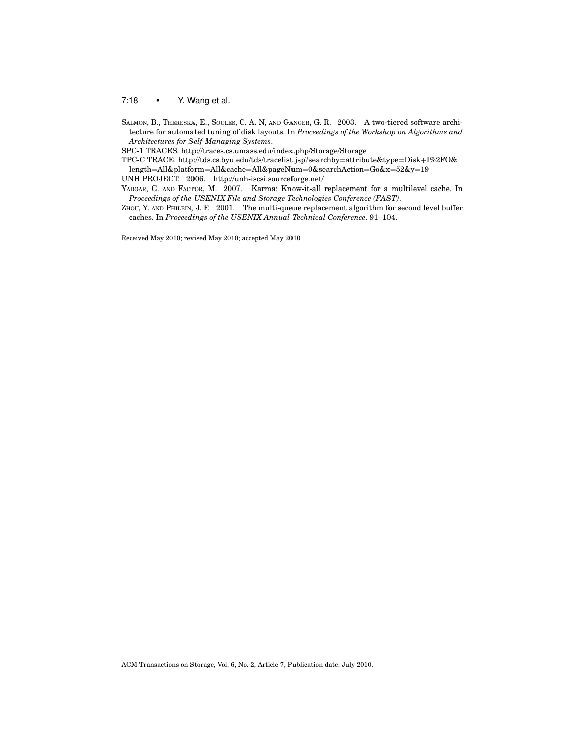SALMON, B., THERESKA, E., SOULES, C. A. N, AND GANGER, G. R. 2003. A two-tiered software architecture for automated tuning of disk layouts. In *Proceedings of the Workshop on Algorithms and Architectures for Self-Managing Systems*.

SPC-1 TRACES. http://traces.cs.umass.edu/index.php/Storage/Storage

TPC-C TRACE. http://tds.cs.byu.edu/tds/tracelist.jsp?searchby=attribute&type=Disk+I%2FO&length=All&platform=All&cache=All&pageNum=0&searchAction=Go&x=52&y=19

UNH PROJECT. 2006. http://unh-iscsi.sourceforge.net/

YADGAR, G. AND FACTOR, M. 2007. Karma: Know-it-all replacement for a multilevel cache. In *Proceedings of the USENIX File and Storage Technologies Conference (FAST)*.

ZHOU, Y. AND PHILBIN, J. F. 2001. The multi-queue replacement algorithm for second level buffer caches. In *Proceedings of the USENIX Annual Technical Conference*. 91–104.

Received May 2010; revised May 2010; accepted May 2010